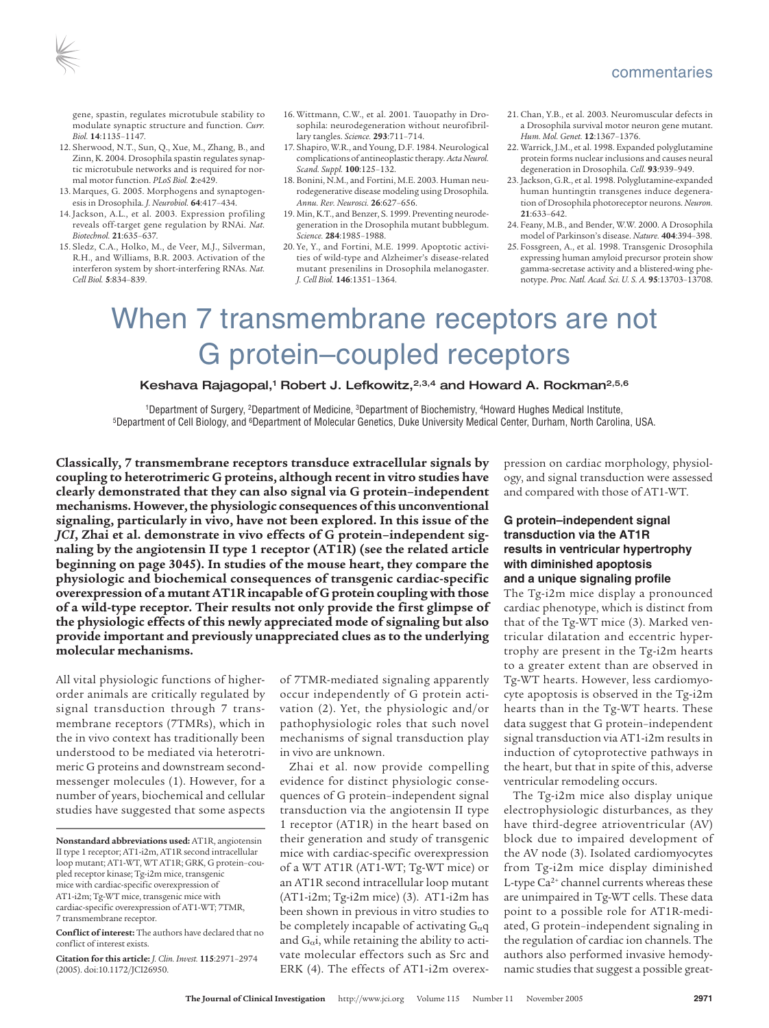gene, spastin, regulates microtubule stability to modulate synaptic structure and function. *Curr. Biol.* **14**:1135–1147.

12. Sherwood, N.T., Sun, Q., Xue, M., Zhang, B., and Zinn, K. 2004. Drosophila spastin regulates synaptic microtubule networks and is required for normal motor function. *PLoS Biol.* **2**:e429.
13. Marques, G. 2005. Morphogens and synaptogenesis in Drosophila. *J. Neurobiol.* **64**:417–434.
14. Jackson, A.L., et al. 2003. Expression profiling reveals off-target gene regulation by RNAi. *Nat. Biotechnol.* **21**:635–637.
15. Sledz, C.A., Holko, M., de Veer, M.J., Silverman, R.H., and Williams, B.R. 2003. Activation of the interferon system by short-interfering RNAs. *Nat. Cell Biol.* **5**:834–839.
16. Wittmann, C.W., et al. 2001. Tauopathy in Drosophila: neurodegeneration without neurofibrillary tangles. *Science.* **293**:711–714.
17. Shapiro, W.R., and Young, D.F. 1984. Neurological complications of antineoplastic therapy. *Acta Neurol. Scand. Suppl.* **100**:125–132.
18. Bonini, N.M., and Fortini, M.E. 2003. Human neurodegenerative disease modeling using Drosophila. *Annu. Rev. Neurosci.* **26**:627–656.
19. Min, K.T., and Benzer, S. 1999. Preventing neurodegeneration in the Drosophila mutant bubblegum. *Science.* **284**:1985–1988.
20. Ye, Y., and Fortini, M.E. 1999. Apoptotic activities of wild-type and Alzheimer's disease-related mutant presenilins in Drosophila melanogaster. *J. Cell Biol.* **146**:1351–1364.
21. Chan, Y.B., et al. 2003. Neuromuscular defects in a Drosophila survival motor neuron gene mutant. *Hum. Mol. Genet.* **12**:1367–1376.
22. Warrick, J.M., et al. 1998. Expanded polyglutamine protein forms nuclear inclusions and causes neural degeneration in Drosophila. *Cell.* **93**:939–949.
23. Jackson, G.R., et al. 1998. Polyglutamine-expanded human huntingtin transgenes induce degeneration of Drosophila photoreceptor neurons. *Neuron.* **21**:633–642.
24. Feany, M.B., and Bender, W.W. 2000. A Drosophila model of Parkinson's disease. *Nature.* **404**:394–398.
25. Fossgreen, A., et al. 1998. Transgenic Drosophila expressing human amyloid precursor protein show gamma-secretase activity and a blistered-wing phenotype. *Proc. Natl. Acad. Sci. U. S. A.* **95**:13703–13708.

# When 7 transmembrane receptors are not G protein–coupled receptors

**Keshava Rajagopal,[1] Robert J. Lefkowitz,[2,3,4] and Howard A. Rockman[2,5,6]**

[1]Department of Surgery, [2]Department of Medicine, [3]Department of Biochemistry, [4]Howard Hughes Medical Institute, [5]Department of Cell Biology, and [6]Department of Molecular Genetics, Duke University Medical Center, Durham, North Carolina, USA.

**Classically, 7 transmembrane receptors transduce extracellular signals by coupling to heterotrimeric G proteins, although recent in vitro studies have clearly demonstrated that they can also signal via G protein–independent mechanisms. However, the physiologic consequences of this unconventional signaling, particularly in vivo, have not been explored. In this issue of the *JCI*, Zhai et al. demonstrate in vivo effects of G protein–independent signaling by the angiotensin II type 1 receptor (AT1R) (see the related article beginning on page 3045). In studies of the mouse heart, they compare the physiologic and biochemical consequences of transgenic cardiac-specific overexpression of a mutant AT1R incapable of G protein coupling with those of a wild-type receptor. Their results not only provide the first glimpse of the physiologic effects of this newly appreciated mode of signaling but also provide important and previously unappreciated clues as to the underlying molecular mechanisms.**

All vital physiologic functions of higher-order animals are critically regulated by signal transduction through 7 transmembrane receptors (7TMRs), which in the in vivo context has traditionally been understood to be mediated via heterotrimeric G proteins and downstream second-messenger molecules (1). However, for a number of years, biochemical and cellular studies have suggested that some aspects of 7TMR-mediated signaling apparently occur independently of G protein activation (2). Yet, the physiologic and/or pathophysiologic roles that such novel mechanisms of signal transduction play in vivo are unknown.

Zhai et al. now provide compelling evidence for distinct physiologic consequences of G protein–independent signal transduction via the angiotensin II type 1 receptor (AT1R) in the heart based on their generation and study of transgenic mice with cardiac-specific overexpression of a WT AT1R (AT1-WT; Tg-WT mice) or an AT1R second intracellular loop mutant (AT1-i2m; Tg-i2m mice) (3). AT1-i2m has been shown in previous in vitro studies to be completely incapable of activating $G_{\alpha}q$ and $G_{\alpha}i$, while retaining the ability to activate molecular effectors such as Src and ERK (4). The effects of AT1-i2m overexpression on cardiac morphology, physiology, and signal transduction were assessed and compared with those of AT1-WT.

### G protein–independent signal transduction via the AT1R results in ventricular hypertrophy with diminished apoptosis and a unique signaling profile

The Tg-i2m mice display a pronounced cardiac phenotype, which is distinct from that of the Tg-WT mice (3). Marked ventricular dilatation and eccentric hypertrophy are present in the Tg-i2m hearts to a greater extent than are observed in Tg-WT hearts. However, less cardiomyocyte apoptosis is observed in the Tg-i2m hearts than in the Tg-WT hearts. These data suggest that G protein–independent signal transduction via AT1-i2m results in induction of cytoprotective pathways in the heart, but that in spite of this, adverse ventricular remodeling occurs.

The Tg-i2m mice also display unique electrophysiologic disturbances, as they have third-degree atrioventricular (AV) block due to impaired development of the AV node (3). Isolated cardiomyocytes from Tg-i2m mice display diminished L-type $Ca^{2+}$ channel currents whereas these are unimpaired in Tg-WT cells. These data point to a possible role for AT1R-mediated, G protein–independent signaling in the regulation of cardiac ion channels. The authors also performed invasive hemodynamic studies that suggest a possible great-

**Nonstandard abbreviations used:** AT1R, angiotensin II type 1 receptor; AT1-i2m, AT1R second intracellular loop mutant; AT1-WT, WT AT1R; GRK, G protein–coupled receptor kinase; Tg-i2m mice, transgenic mice with cardiac-specific overexpression of AT1-i2m; Tg-WT mice, transgenic mice with cardiac-specific overexpression of AT1-WT; 7TMR, 7 transmembrane receptor.

**Conflict of interest:** The authors have declared that no conflict of interest exists.

**Citation for this article:** *J. Clin. Invest.* **115**:2971–2974 (2005). doi:10.1172/JCI26950.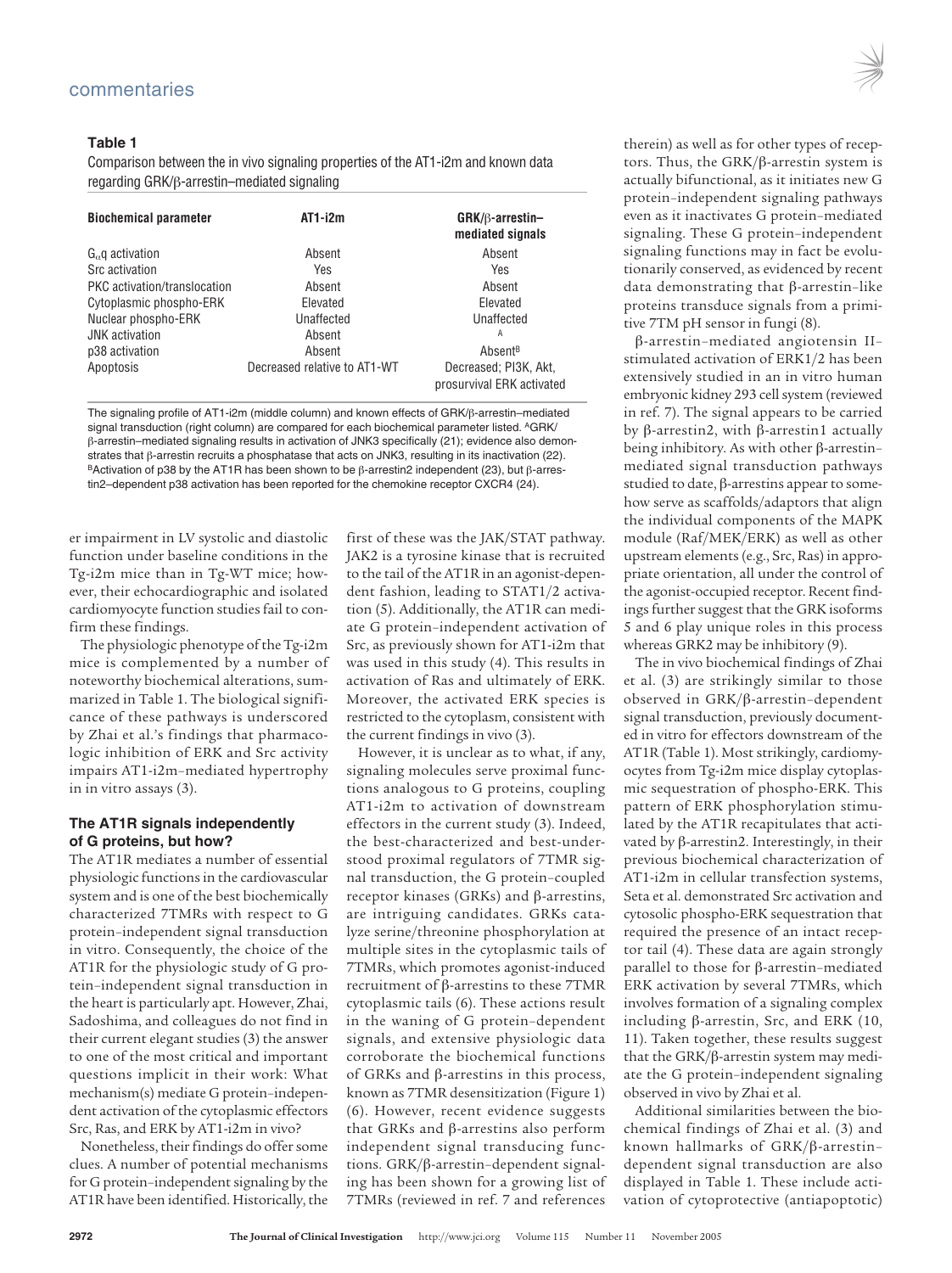**Table 1**

Comparison between the in vivo signaling properties of the AT1-i2m and known data regarding GRK/β-arrestin–mediated signaling

| Biochemical parameter | AT1-i2m | GRK/β-arrestin–mediated signals |
|---|---|---|
| $G_{\alpha}q$ activation | Absent | Absent |
| Src activation | Yes | Yes |
| PKC activation/translocation | Absent | Absent |
| Cytoplasmic phospho-ERK | Elevated | Elevated |
| Nuclear phospho-ERK | Unaffected | Unaffected |
| JNK activation | Absent | [A] |
| p38 activation | Absent | Absent[B] |
| Apoptosis | Decreased relative to AT1-WT | Decreased; PI3K, Akt, prosurvival ERK activated |

The signaling profile of AT1-i2m (middle column) and known effects of GRK/β-arrestin–mediated signal transduction (right column) are compared for each biochemical parameter listed. [A]GRK/β-arrestin–mediated signaling results in activation of JNK3 specifically (21); evidence also demonstrates that β-arrestin recruits a phosphatase that acts on JNK3, resulting in its inactivation (22). [B]Activation of p38 by the AT1R has been shown to be β-arrestin2 independent (23), but β-arrestin2–dependent p38 activation has been reported for the chemokine receptor CXCR4 (24).

er impairment in LV systolic and diastolic function under baseline conditions in the Tg-i2m mice than in Tg-WT mice; however, their echocardiographic and isolated cardiomyocyte function studies fail to confirm these findings.

The physiologic phenotype of the Tg-i2m mice is complemented by a number of noteworthy biochemical alterations, summarized in Table 1. The biological significance of these pathways is underscored by Zhai et al.'s findings that pharmacologic inhibition of ERK and Src activity impairs AT1-i2m–mediated hypertrophy in in vitro assays (3).

### The AT1R signals independently of G proteins, but how?

The AT1R mediates a number of essential physiologic functions in the cardiovascular system and is one of the best biochemically characterized 7TMRs with respect to G protein–independent signal transduction in vitro. Consequently, the choice of the AT1R for the physiologic study of G protein–independent signal transduction in the heart is particularly apt. However, Zhai, Sadoshima, and colleagues do not find in their current elegant studies (3) the answer to one of the most critical and important questions implicit in their work: What mechanism(s) mediate G protein–independent activation of the cytoplasmic effectors Src, Ras, and ERK by AT1-i2m in vivo?

Nonetheless, their findings do offer some clues. A number of potential mechanisms for G protein–independent signaling by the AT1R have been identified. Historically, the first of these was the JAK/STAT pathway. JAK2 is a tyrosine kinase that is recruited to the tail of the AT1R in an agonist-dependent fashion, leading to STAT1/2 activation (5). Additionally, the AT1R can mediate G protein–independent activation of Src, as previously shown for AT1-i2m that was used in this study (4). This results in activation of Ras and ultimately of ERK. Moreover, the activated ERK species is restricted to the cytoplasm, consistent with the current findings in vivo (3).

However, it is unclear as to what, if any, signaling molecules serve proximal functions analogous to G proteins, coupling AT1-i2m to activation of downstream effectors in the current study (3). Indeed, the best-characterized and best-understood proximal regulators of 7TMR signal transduction, the G protein–coupled receptor kinases (GRKs) and β-arrestins, are intriguing candidates. GRKs catalyze serine/threonine phosphorylation at multiple sites in the cytoplasmic tails of 7TMRs, which promotes agonist-induced recruitment of β-arrestins to these 7TMR cytoplasmic tails (6). These actions result in the waning of G protein–dependent signals, and extensive physiologic data corroborate the biochemical functions of GRKs and β-arrestins in this process, known as 7TMR desensitization (Figure 1) (6). However, recent evidence suggests that GRKs and β-arrestins also perform independent signal transducing functions. GRK/β-arrestin–dependent signaling has been shown for a growing list of 7TMRs (reviewed in ref. 7 and references therein) as well as for other types of receptors. Thus, the GRK/β-arrestin system is actually bifunctional, as it initiates new G protein–independent signaling pathways even as it inactivates G protein–mediated signaling. These G protein–independent signaling functions may in fact be evolutionarily conserved, as evidenced by recent data demonstrating that β-arrestin–like proteins transduce signals from a primitive 7TM pH sensor in fungi (8).

β-arrestin–mediated angiotensin II–stimulated activation of ERK1/2 has been extensively studied in an in vitro human embryonic kidney 293 cell system (reviewed in ref. 7). The signal appears to be carried by β-arrestin2, with β-arrestin1 actually being inhibitory. As with other β-arrestin–mediated signal transduction pathways studied to date, β-arrestins appear to somehow serve as scaffolds/adaptors that align the individual components of the MAPK module (Raf/MEK/ERK) as well as other upstream elements (e.g., Src, Ras) in appropriate orientation, all under the control of the agonist-occupied receptor. Recent findings further suggest that the GRK isoforms 5 and 6 play unique roles in this process whereas GRK2 may be inhibitory (9).

The in vivo biochemical findings of Zhai et al. (3) are strikingly similar to those observed in GRK/β-arrestin–dependent signal transduction, previously documented in vitro for effectors downstream of the AT1R (Table 1). Most strikingly, cardiomyocytes from Tg-i2m mice display cytoplasmic sequestration of phospho-ERK. This pattern of ERK phosphorylation stimulated by the AT1R recapitulates that activated by β-arrestin2. Interestingly, in their previous biochemical characterization of AT1-i2m in cellular transfection systems, Seta et al. demonstrated Src activation and cytosolic phospho-ERK sequestration that required the presence of an intact receptor tail (4). These data are again strongly parallel to those for β-arrestin–mediated ERK activation by several 7TMRs, which involves formation of a signaling complex including β-arrestin, Src, and ERK (10, 11). Taken together, these results suggest that the GRK/β-arrestin system may mediate the G protein–independent signaling observed in vivo by Zhai et al.

Additional similarities between the biochemical findings of Zhai et al. (3) and known hallmarks of GRK/β-arrestin–dependent signal transduction are also displayed in Table 1. These include activation of cytoprotective (antiapoptotic)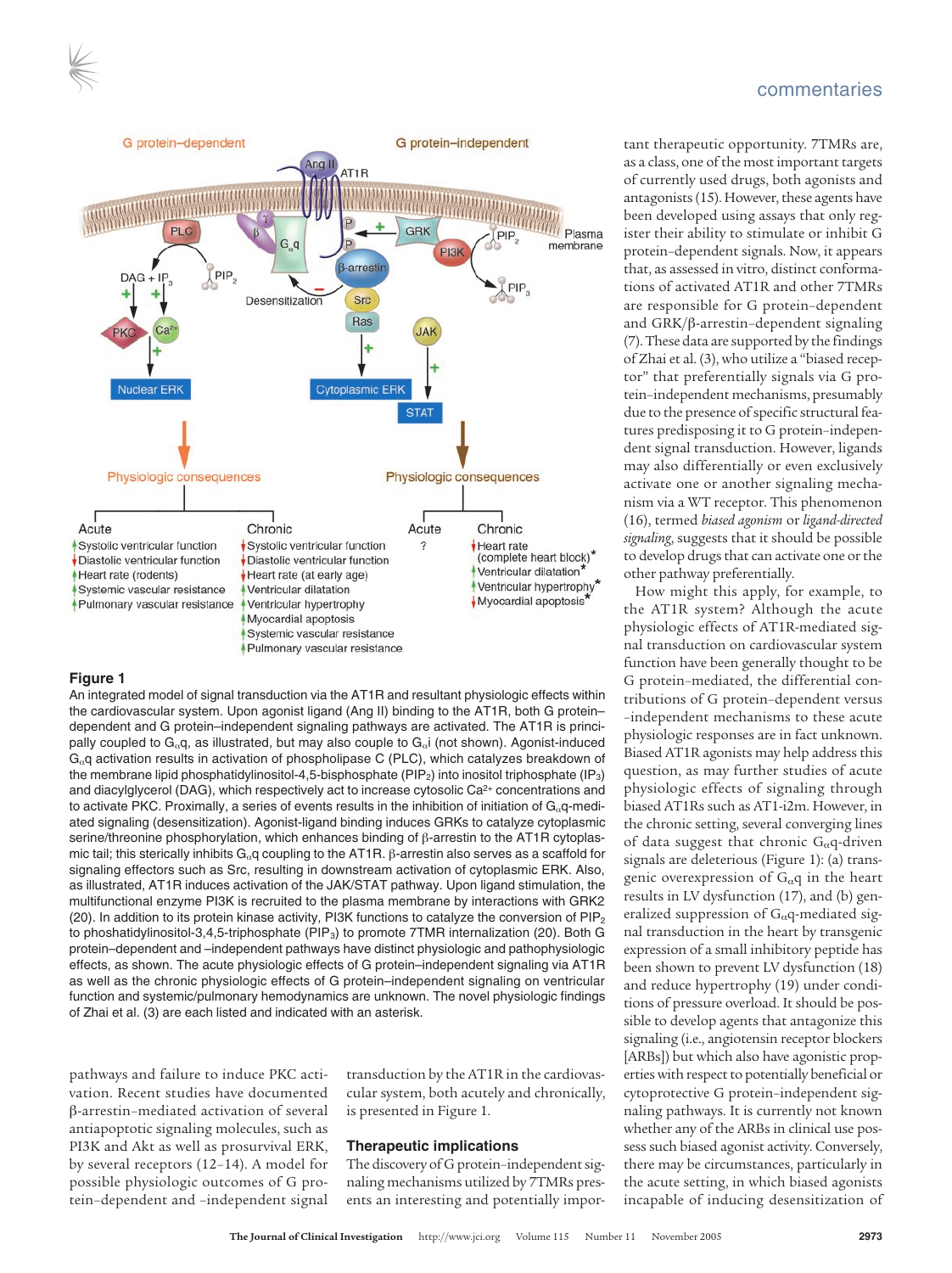**Figure 1**

An integrated model of signal transduction via the AT1R and resultant physiologic effects within the cardiovascular system. Upon agonist ligand (Ang II) binding to the AT1R, both G protein–dependent and G protein–independent signaling pathways are activated. The AT1R is principally coupled to $G_\alpha q$, as illustrated, but may also couple to $G_\alpha i$ (not shown). Agonist-induced $G_\alpha q$ activation results in activation of phospholipase C (PLC), which catalyzes breakdown of the membrane lipid phosphatidylinositol-4,5-bisphosphate ($PIP_2$) into inositol triphosphate ($IP_3$) and diacylglycerol (DAG), which respectively act to increase cytosolic $Ca^{2+}$ concentrations and to activate PKC. Proximally, a series of events results in the inhibition of initiation of $G_\alpha q$-mediated signaling (desensitization). Agonist-ligand binding induces GRKs to catalyze cytoplasmic serine/threonine phosphorylation, which enhances binding of β-arrestin to the AT1R cytoplasmic tail; this sterically inhibits $G_\alpha q$ coupling to the AT1R. β-arrestin also serves as a scaffold for signaling effectors such as Src, resulting in downstream activation of cytoplasmic ERK. Also, as illustrated, AT1R induces activation of the JAK/STAT pathway. Upon ligand stimulation, the multifunctional enzyme PI3K is recruited to the plasma membrane by interactions with GRK2 (20). In addition to its protein kinase activity, PI3K functions to catalyze the conversion of $PIP_2$ to phoshatidylinositol-3,4,5-triphosphate ($PIP_3$) to promote 7TMR internalization (20). Both G protein–dependent and –independent pathways have distinct physiologic and pathophysiologic effects, as shown. The acute physiologic effects of G protein–independent signaling via AT1R as well as the chronic physiologic effects of G protein–independent signaling on ventricular function and systemic/pulmonary hemodynamics are unknown. The novel physiologic findings of Zhai et al. (3) are each listed and indicated with an asterisk.

pathways and failure to induce PKC activation. Recent studies have documented β-arrestin–mediated activation of several antiapoptotic signaling molecules, such as PI3K and Akt as well as prosurvival ERK, by several receptors (12–14). A model for possible physiologic outcomes of G protein–dependent and –independent signal transduction by the AT1R in the cardiovascular system, both acutely and chronically, is presented in Figure 1.

## Therapeutic implications

The discovery of G protein–independent signaling mechanisms utilized by 7TMRs presents an interesting and potentially important therapeutic opportunity. 7TMRs are, as a class, one of the most important targets of currently used drugs, both agonists and antagonists (15). However, these agents have been developed using assays that only register their ability to stimulate or inhibit G protein–dependent signals. Now, it appears that, as assessed in vitro, distinct conformations of activated AT1R and other 7TMRs are responsible for G protein–dependent and GRK/β-arrestin–dependent signaling (7). These data are supported by the findings of Zhai et al. (3), who utilize a "biased receptor" that preferentially signals via G protein–independent mechanisms, presumably due to the presence of specific structural features predisposing it to G protein–independent signal transduction. However, ligands may also differentially or even exclusively activate one or another signaling mechanism via a WT receptor. This phenomenon (16), termed *biased agonism* or *ligand-directed signaling*, suggests that it should be possible to develop drugs that can activate one or the other pathway preferentially.

How might this apply, for example, to the AT1R system? Although the acute physiologic effects of AT1R-mediated signal transduction on cardiovascular system function have been generally thought to be G protein–mediated, the differential contributions of G protein–dependent versus –independent mechanisms to these acute physiologic responses are in fact unknown. Biased AT1R agonists may help address this question, as may further studies of acute physiologic effects of signaling through biased AT1Rs such as AT1-i2m. However, in the chronic setting, several converging lines of data suggest that chronic $G_\alpha q$-driven signals are deleterious (Figure 1): (a) transgenic overexpression of $G_\alpha q$ in the heart results in LV dysfunction (17), and (b) generalized suppression of $G_\alpha q$-mediated signal transduction in the heart by transgenic expression of a small inhibitory peptide has been shown to prevent LV dysfunction (18) and reduce hypertrophy (19) under conditions of pressure overload. It should be possible to develop agents that antagonize this signaling (i.e., angiotensin receptor blockers [ARBs]) but which also have agonistic properties with respect to potentially beneficial or cytoprotective G protein–independent signaling pathways. It is currently not known whether any of the ARBs in clinical use possess such biased agonist activity. Conversely, there may be circumstances, particularly in the acute setting, in which biased agonists incapable of inducing desensitization of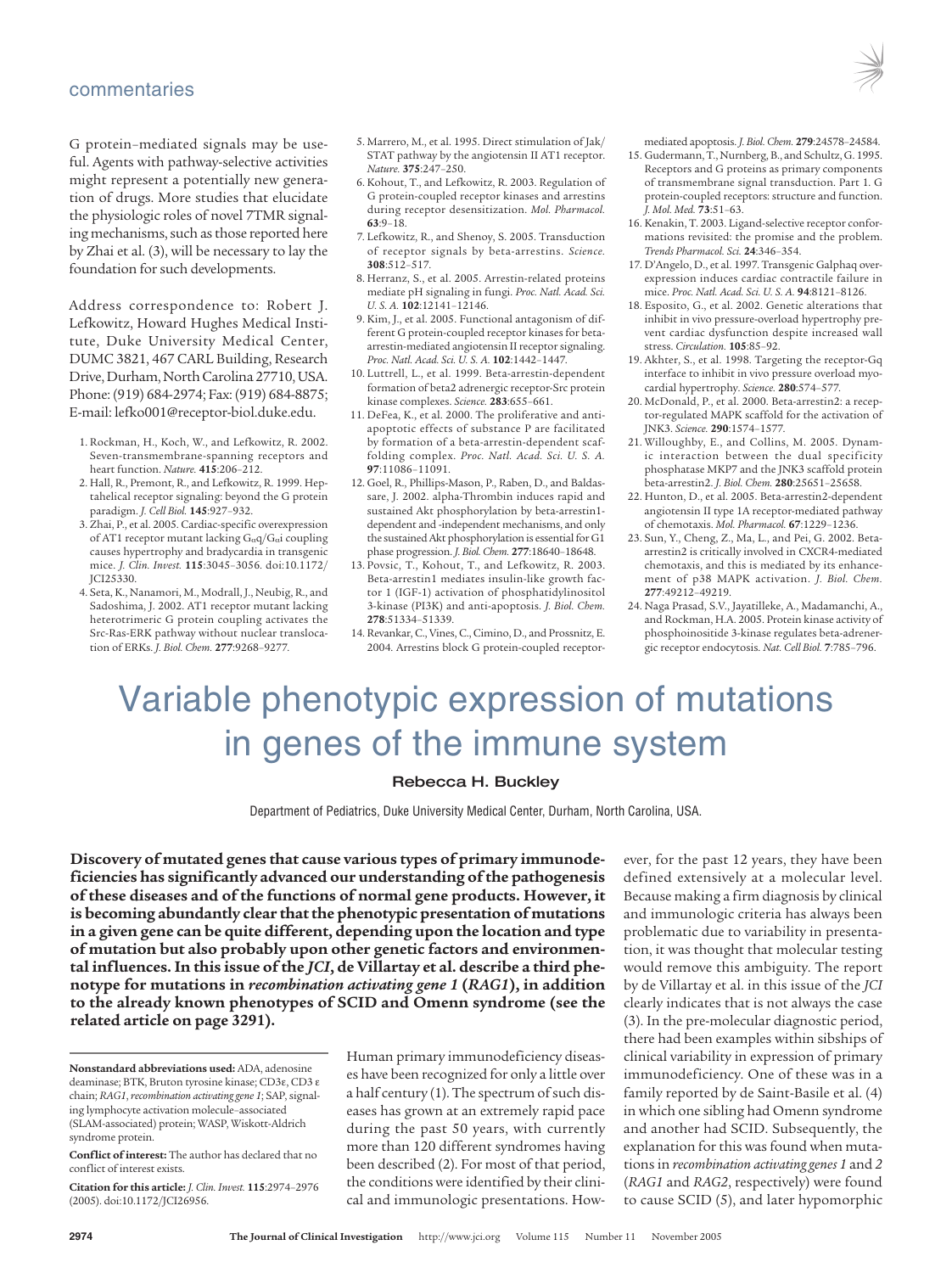G protein–mediated signals may be useful. Agents with pathway-selective activities might represent a potentially new generation of drugs. More studies that elucidate the physiologic roles of novel 7TMR signaling mechanisms, such as those reported here by Zhai et al. (3), will be necessary to lay the foundation for such developments.

Address correspondence to: Robert J. Lefkowitz, Howard Hughes Medical Institute, Duke University Medical Center, DUMC 3821, 467 CARL Building, Research Drive, Durham, North Carolina 27710, USA. Phone: (919) 684-2974; Fax: (919) 684-8875; E-mail: lefko001@receptor-biol.duke.edu.

1. Rockman, H., Koch, W., and Lefkowitz, R. 2002. Seven-transmembrane-spanning receptors and heart function. *Nature.* **415**:206–212.
2. Hall, R., Premont, R., and Lefkowitz, R. 1999. Heptahelical receptor signaling: beyond the G protein paradigm. *J. Cell Biol.* **145**:927–932.
3. Zhai, P., et al. 2005. Cardiac-specific overexpression of AT1 receptor mutant lacking $G_{\alpha}q/G_{\alpha}i$ coupling causes hypertrophy and bradycardia in transgenic mice. *J. Clin. Invest.* **115**:3045–3056. doi:10.1172/JCI25330.
4. Seta, K., Nanamori, M., Modrall, J., Neubig, R., and Sadoshima, J. 2002. AT1 receptor mutant lacking heterotrimeric G protein coupling activates the Src-Ras-ERK pathway without nuclear translocation of ERKs. *J. Biol. Chem.* **277**:9268–9277.
5. Marrero, M., et al. 1995. Direct stimulation of Jak/STAT pathway by the angiotensin II AT1 receptor. *Nature.* **375**:247–250.
6. Kohout, T., and Lefkowitz, R. 2003. Regulation of G protein-coupled receptor kinases and arrestins during receptor desensitization. *Mol. Pharmacol.* **63**:9–18.
7. Lefkowitz, R., and Shenoy, S. 2005. Transduction of receptor signals by beta-arrestins. *Science.* **308**:512–517.
8. Herranz, S., et al. 2005. Arrestin-related proteins mediate pH signaling in fungi. *Proc. Natl. Acad. Sci. U. S. A.* **102**:12141–12146.
9. Kim, J., et al. 2005. Functional antagonism of different G protein-coupled receptor kinases for beta-arrestin-mediated angiotensin II receptor signaling. *Proc. Natl. Acad. Sci. U. S. A.* **102**:1442–1447.
10. Luttrell, L., et al. 1999. Beta-arrestin-dependent formation of beta2 adrenergic receptor-Src protein kinase complexes. *Science.* **283**:655–661.
11. DeFea, K., et al. 2000. The proliferative and antiapoptotic effects of substance P are facilitated by formation of a beta-arrestin-dependent scaffolding complex. *Proc. Natl. Acad. Sci. U. S. A.* **97**:11086–11091.
12. Goel, R., Phillips-Mason, P., Raben, D., and Baldassare, J. 2002. alpha-Thrombin induces rapid and sustained Akt phosphorylation by beta-arrestin1-dependent and -independent mechanisms, and only the sustained Akt phosphorylation is essential for G1 phase progression. *J. Biol. Chem.* **277**:18640–18648.
13. Povsic, T., Kohout, T., and Lefkowitz, R. 2003. Beta-arrestin1 mediates insulin-like growth factor 1 (IGF-1) activation of phosphatidylinositol 3-kinase (PI3K) and anti-apoptosis. *J. Biol. Chem.* **278**:51334–51339.
14. Revankar, C., Vines, C., Cimino, D., and Prossnitz, E. 2004. Arrestins block G protein-coupled receptor-mediated apoptosis. *J. Biol. Chem.* **279**:24578–24584.
15. Gudermann, T., Nurnberg, B., and Schultz, G. 1995. Receptors and G proteins as primary components of transmembrane signal transduction. Part 1. G protein-coupled receptors: structure and function. *J. Mol. Med.* **73**:51–63.
16. Kenakin, T. 2003. Ligand-selective receptor conformations revisited: the promise and the problem. *Trends Pharmacol. Sci.* **24**:346–354.
17. D'Angelo, D., et al. 1997. Transgenic Galphaq overexpression induces cardiac contractile failure in mice. *Proc. Natl. Acad. Sci. U. S. A.* **94**:8121–8126.
18. Esposito, G., et al. 2002. Genetic alterations that inhibit in vivo pressure-overload hypertrophy prevent cardiac dysfunction despite increased wall stress. *Circulation.* **105**:85–92.
19. Akhter, S., et al. 1998. Targeting the receptor-Gq interface to inhibit in vivo pressure overload myocardial hypertrophy. *Science.* **280**:574–577.
20. McDonald, P., et al. 2000. Beta-arrestin2: a receptor-regulated MAPK scaffold for the activation of JNK3. *Science.* **290**:1574–1577.
21. Willoughby, E., and Collins, M. 2005. Dynamic interaction between the dual specificity phosphatase MKP7 and the JNK3 scaffold protein beta-arrestin2. *J. Biol. Chem.* **280**:25651–25658.
22. Hunton, D., et al. 2005. Beta-arrestin2-dependent angiotensin II type 1A receptor-mediated pathway of chemotaxis. *Mol. Pharmacol.* **67**:1229–1236.
23. Sun, Y., Cheng, Z., Ma, L., and Pei, G. 2002. Beta-arrestin2 is critically involved in CXCR4-mediated chemotaxis, and this is mediated by its enhancement of p38 MAPK activation. *J. Biol. Chem.* **277**:49212–49219.
24. Naga Prasad, S.V., Jayatilleke, A., Madamanchi, A., and Rockman, H.A. 2005. Protein kinase activity of phosphoinositide 3-kinase regulates beta-adrenergic receptor endocytosis. *Nat. Cell Biol.* **7**:785–796.

# Variable phenotypic expression of mutations in genes of the immune system

**Rebecca H. Buckley**

Department of Pediatrics, Duke University Medical Center, Durham, North Carolina, USA.

**Discovery of mutated genes that cause various types of primary immunodeficiencies has significantly advanced our understanding of the pathogenesis of these diseases and of the functions of normal gene products. However, it is becoming abundantly clear that the phenotypic presentation of mutations in a given gene can be quite different, depending upon the location and type of mutation but also probably upon other genetic factors and environmental influences. In this issue of the *JCI*, de Villartay et al. describe a third phenotype for mutations in *recombination activating gene 1* (*RAG1*), in addition to the already known phenotypes of SCID and Omenn syndrome (see the related article on page 3291).**

**Nonstandard abbreviations used:** ADA, adenosine deaminase; BTK, Bruton tyrosine kinase; CD3ε, CD3 ε chain; *RAG1*, *recombination activating gene 1*; SAP, signaling lymphocyte activation molecule–associated (SLAM-associated) protein; WASP, Wiskott-Aldrich syndrome protein.

**Conflict of interest:** The author has declared that no conflict of interest exists.

**Citation for this article:** *J. Clin. Invest.* **115**:2974–2976 (2005). doi:10.1172/JCI26956.

Human primary immunodeficiency diseases have been recognized for only a little over a half century (1). The spectrum of such diseases has grown at an extremely rapid pace during the past 50 years, with currently more than 120 different syndromes having been described (2). For most of that period, the conditions were identified by their clinical and immunologic presentations. However, for the past 12 years, they have been defined extensively at a molecular level. Because making a firm diagnosis by clinical and immunologic criteria has always been problematic due to variability in presentation, it was thought that molecular testing would remove this ambiguity. The report by de Villartay et al. in this issue of the *JCI* clearly indicates that is not always the case (3). In the pre-molecular diagnostic period, there had been examples within sibships of clinical variability in expression of primary immunodeficiency. One of these was in a family reported by de Saint-Basile et al. (4) in which one sibling had Omenn syndrome and another had SCID. Subsequently, the explanation for this was found when mutations in *recombination activating genes 1* and *2* (*RAG1* and *RAG2*, respectively) were found to cause SCID (5), and later hypomorphic